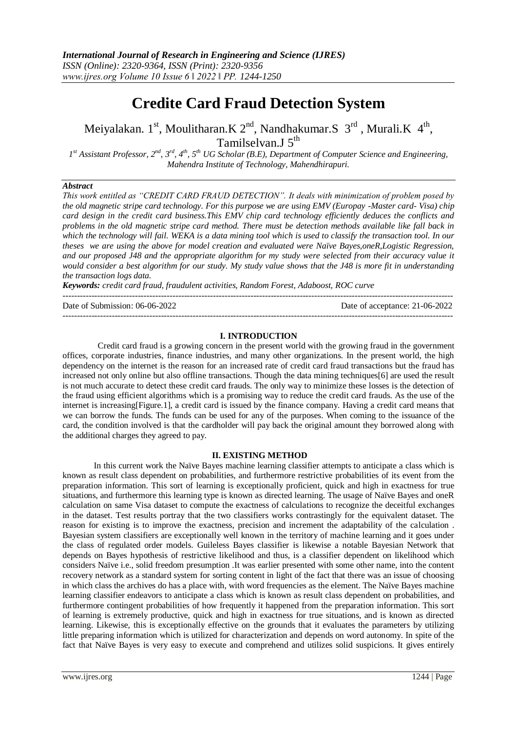# Credite Card Fraud Detection System

Meiyalakan. 1st, Moulitharan.K 2nd, Nandhakumar.S 3rd, Murali.K 4th, Tamilselvan.J 5th

*1st Assistant Professor, 2nd, 3rd, 4th, 5th UG Scholar (B.E), Department of Computer Science and Engineering, Mahendra Institute of Technology, Mahendhirapuri.*

### *Abstract*

*This work entitled as "CREDIT CARD FRAUD DETECTION". It deals with minimization of problem posed by the old magnetic stripe card technology. For this purpose we are using EMV (Europay -Master card- Visa) chip card design in the credit card business.This EMV chip card technology efficiently deduces the conflicts and problems in the old magnetic stripe card method. There must be detection methods available like fall back in which the technology will fail. WEKA is a data mining tool which is used to classify the transaction tool. In our theses we are using the above for model creation and evaluated were Naïve Bayes,oneR,Logistic Regression, and our proposed J48 and the appropriate algorithm for my study were selected from their accuracy value it would consider a best algorithm for our study. My study value shows that the J48 is more fit in understanding the transaction logs data.*

***Keywords:*** *credit card fraud, fraudulent activities, Random Forest, Adaboost, ROC curve*

---

Date of Submission: 06-06-2022 | Date of acceptance: 21-06-2022

---

## I. INTRODUCTION

Credit card fraud is a growing concern in the present world with the growing fraud in the government offices, corporate industries, finance industries, and many other organizations. In the present world, the high dependency on the internet is the reason for an increased rate of credit card fraud transactions but the fraud has increased not only online but also offline transactions. Though the data mining techniques[6] are used the result is not much accurate to detect these credit card frauds. The only way to minimize these losses is the detection of the fraud using efficient algorithms which is a promising way to reduce the credit card frauds. As the use of the internet is increasing[Figure.1], a credit card is issued by the finance company. Having a credit card means that we can borrow the funds. The funds can be used for any of the purposes. When coming to the issuance of the card, the condition involved is that the cardholder will pay back the original amount they borrowed along with the additional charges they agreed to pay.

## II. EXISTING METHOD

In this current work the Naïve Bayes machine learning classifier attempts to anticipate a class which is known as result class dependent on probabilities, and furthermore restrictive probabilities of its event from the preparation information. This sort of learning is exceptionally proficient, quick and high in exactness for true situations, and furthermore this learning type is known as directed learning. The usage of Naïve Bayes and oneR calculation on same Visa dataset to compute the exactness of calculations to recognize the deceitful exchanges in the dataset. Test results portray that the two classifiers works contrastingly for the equivalent dataset. The reason for existing is to improve the exactness, precision and increment the adaptability of the calculation . Bayesian system classifiers are exceptionally well known in the territory of machine learning and it goes under the class of regulated order models. Guileless Bayes classifier is likewise a notable Bayesian Network that depends on Bayes hypothesis of restrictive likelihood and thus, is a classifier dependent on likelihood which considers Naïve i.e., solid freedom presumption .It was earlier presented with some other name, into the content recovery network as a standard system for sorting content in light of the fact that there was an issue of choosing in which class the archives do has a place with, with word frequencies as the element. The Naïve Bayes machine learning classifier endeavors to anticipate a class which is known as result class dependent on probabilities, and furthermore contingent probabilities of how frequently it happened from the preparation information. This sort of learning is extremely productive, quick and high in exactness for true situations, and is known as directed learning. Likewise, this is exceptionally effective on the grounds that it evaluates the parameters by utilizing little preparing information which is utilized for characterization and depends on word autonomy. In spite of the fact that Naïve Bayes is very easy to execute and comprehend and utilizes solid suspicions. It gives entirely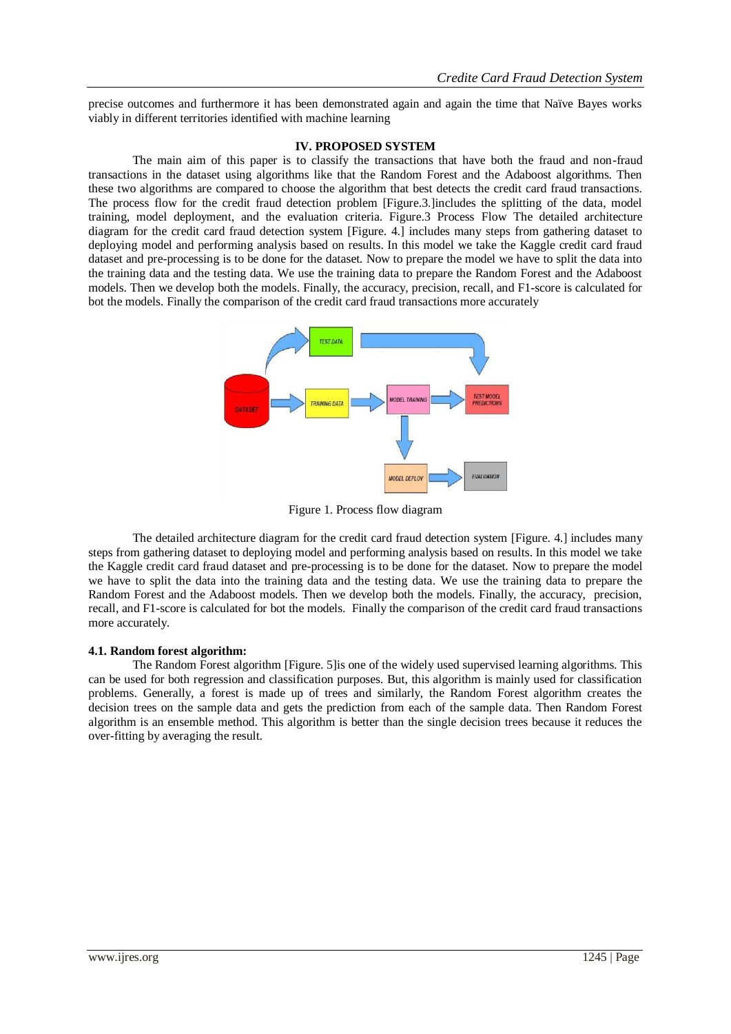precise outcomes and furthermore it has been demonstrated again and again the time that Naïve Bayes works viably in different territories identified with machine learning

## IV. PROPOSED SYSTEM

The main aim of this paper is to classify the transactions that have both the fraud and non-fraud transactions in the dataset using algorithms like that the Random Forest and the Adaboost algorithms. Then these two algorithms are compared to choose the algorithm that best detects the credit card fraud transactions. The process flow for the credit fraud detection problem [Figure.3.]includes the splitting of the data, model training, model deployment, and the evaluation criteria. Figure.3 Process Flow The detailed architecture diagram for the credit card fraud detection system [Figure. 4.] includes many steps from gathering dataset to deploying model and performing analysis based on results. In this model we take the Kaggle credit card fraud dataset and pre-processing is to be done for the dataset. Now to prepare the model we have to split the data into the training data and the testing data. We use the training data to prepare the Random Forest and the Adaboost models. Then we develop both the models. Finally, the accuracy, precision, recall, and F1-score is calculated for bot the models. Finally the comparison of the credit card fraud transactions more accurately

Figure 1. Process flow diagram

The detailed architecture diagram for the credit card fraud detection system [Figure. 4.] includes many steps from gathering dataset to deploying model and performing analysis based on results. In this model we take the Kaggle credit card fraud dataset and pre-processing is to be done for the dataset. Now to prepare the model we have to split the data into the training data and the testing data. We use the training data to prepare the Random Forest and the Adaboost models. Then we develop both the models. Finally, the accuracy, precision, recall, and F1-score is calculated for bot the models. Finally the comparison of the credit card fraud transactions more accurately.

### 4.1. Random forest algorithm:

The Random Forest algorithm [Figure. 5]is one of the widely used supervised learning algorithms. This can be used for both regression and classification purposes. But, this algorithm is mainly used for classification problems. Generally, a forest is made up of trees and similarly, the Random Forest algorithm creates the decision trees on the sample data and gets the prediction from each of the sample data. Then Random Forest algorithm is an ensemble method. This algorithm is better than the single decision trees because it reduces the over-fitting by averaging the result.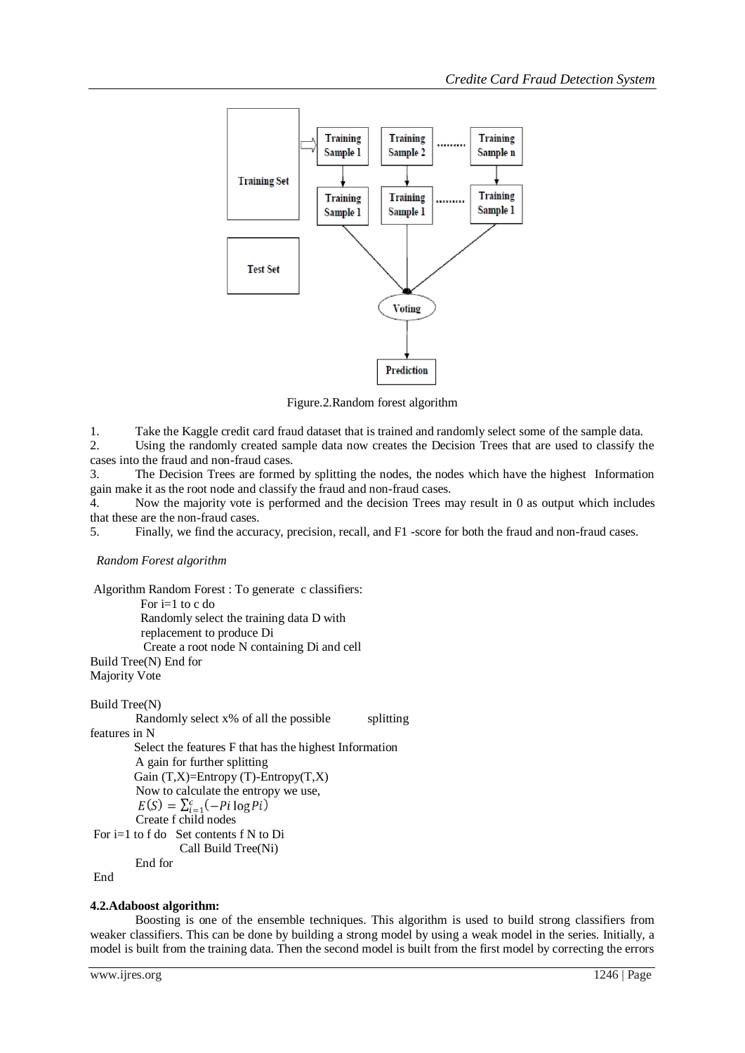Figure.2.Random forest algorithm

1. Take the Kaggle credit card fraud dataset that is trained and randomly select some of the sample data.
2. Using the randomly created sample data now creates the Decision Trees that are used to classify the cases into the fraud and non-fraud cases.
3. The Decision Trees are formed by splitting the nodes, the nodes which have the highest Information gain make it as the root node and classify the fraud and non-fraud cases.
4. Now the majority vote is performed and the decision Trees may result in 0 as output which includes that these are the non-fraud cases.
5. Finally, we find the accuracy, precision, recall, and F1 -score for both the fraud and non-fraud cases.

*Random Forest algorithm*

Algorithm Random Forest : To generate c classifiers:
For i=1 to c do
Randomly select the training data D with replacement to produce Di
Create a root node N containing Di and cell
Build Tree(N) End for
Majority Vote

Build Tree(N)
Randomly select x% of all the possible splitting features in N
Select the features F that has the highest Information A gain for further splitting
Gain (T,X)=Entropy (T)-Entropy(T,X)
Now to calculate the entropy we use,
$E(S) = \sum_{i=1}^{c}(-Pi \log Pi)$
Create f child nodes
For i=1 to f do Set contents f N to Di
Call Build Tree(Ni)
End for
End

**4.2.Adaboost algorithm:**

Boosting is one of the ensemble techniques. This algorithm is used to build strong classifiers from weaker classifiers. This can be done by building a strong model by using a weak model in the series. Initially, a model is built from the training data. Then the second model is built from the first model by correcting the errors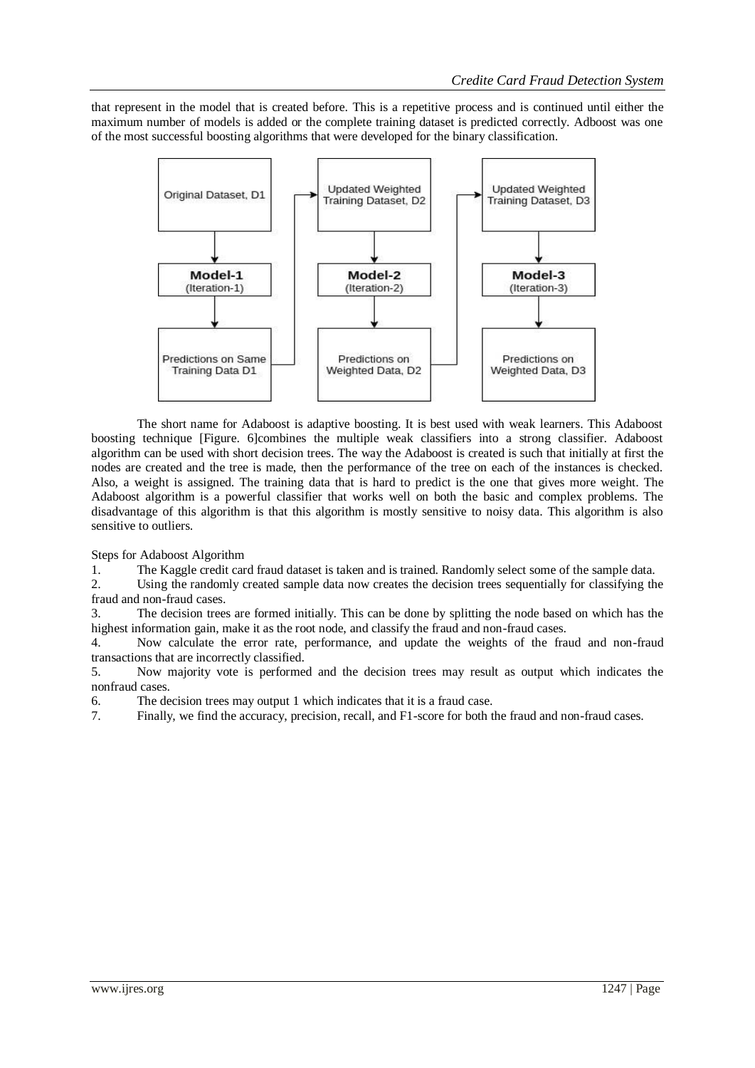that represent in the model that is created before. This is a repetitive process and is continued until either the maximum number of models is added or the complete training dataset is predicted correctly. Adboost was one of the most successful boosting algorithms that were developed for the binary classification.

The short name for Adaboost is adaptive boosting. It is best used with weak learners. This Adaboost boosting technique [Figure. 6]combines the multiple weak classifiers into a strong classifier. Adaboost algorithm can be used with short decision trees. The way the Adaboost is created is such that initially at first the nodes are created and the tree is made, then the performance of the tree on each of the instances is checked. Also, a weight is assigned. The training data that is hard to predict is the one that gives more weight. The Adaboost algorithm is a powerful classifier that works well on both the basic and complex problems. The disadvantage of this algorithm is that this algorithm is mostly sensitive to noisy data. This algorithm is also sensitive to outliers.

Steps for Adaboost Algorithm

1. The Kaggle credit card fraud dataset is taken and is trained. Randomly select some of the sample data.
2. Using the randomly created sample data now creates the decision trees sequentially for classifying the fraud and non-fraud cases.
3. The decision trees are formed initially. This can be done by splitting the node based on which has the highest information gain, make it as the root node, and classify the fraud and non-fraud cases.
4. Now calculate the error rate, performance, and update the weights of the fraud and non-fraud transactions that are incorrectly classified.
5. Now majority vote is performed and the decision trees may result as output which indicates the nonfraud cases.
6. The decision trees may output 1 which indicates that it is a fraud case.
7. Finally, we find the accuracy, precision, recall, and F1-score for both the fraud and non-fraud cases.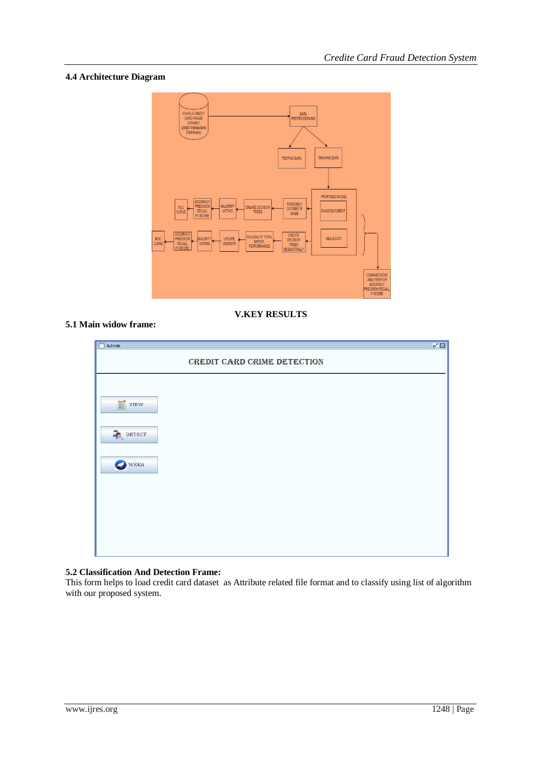### 4.4 Architecture Diagram

## V.KEY RESULTS

### 5.1 Main widow frame:

### 5.2 Classification And Detection Frame:

This form helps to load credit card dataset as Attribute related file format and to classify using list of algorithm with our proposed system.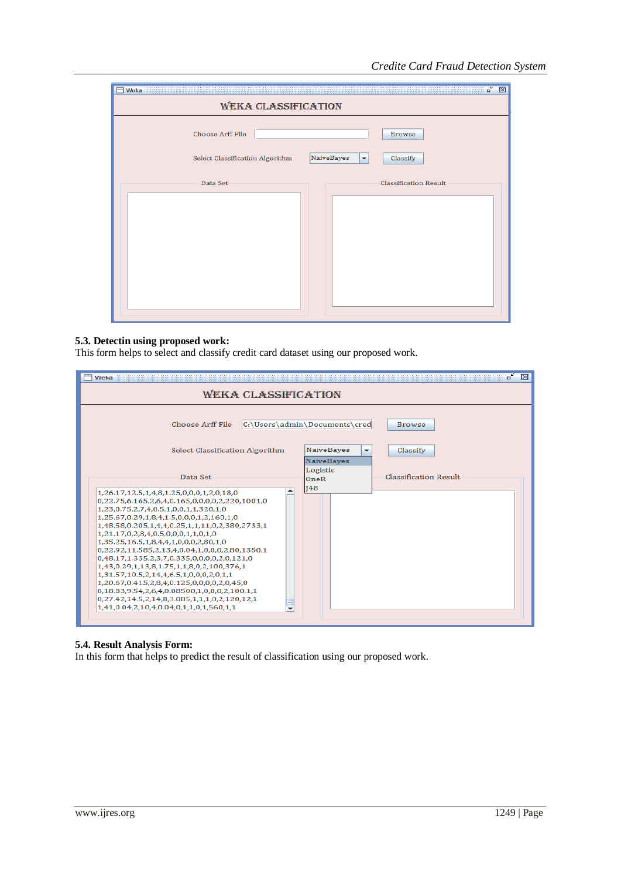### 5.3. Detectin using proposed work:

This form helps to select and classify credit card dataset using our proposed work.

### 5.4. Result Analysis Form:

In this form that helps to predict the result of classification using our proposed work.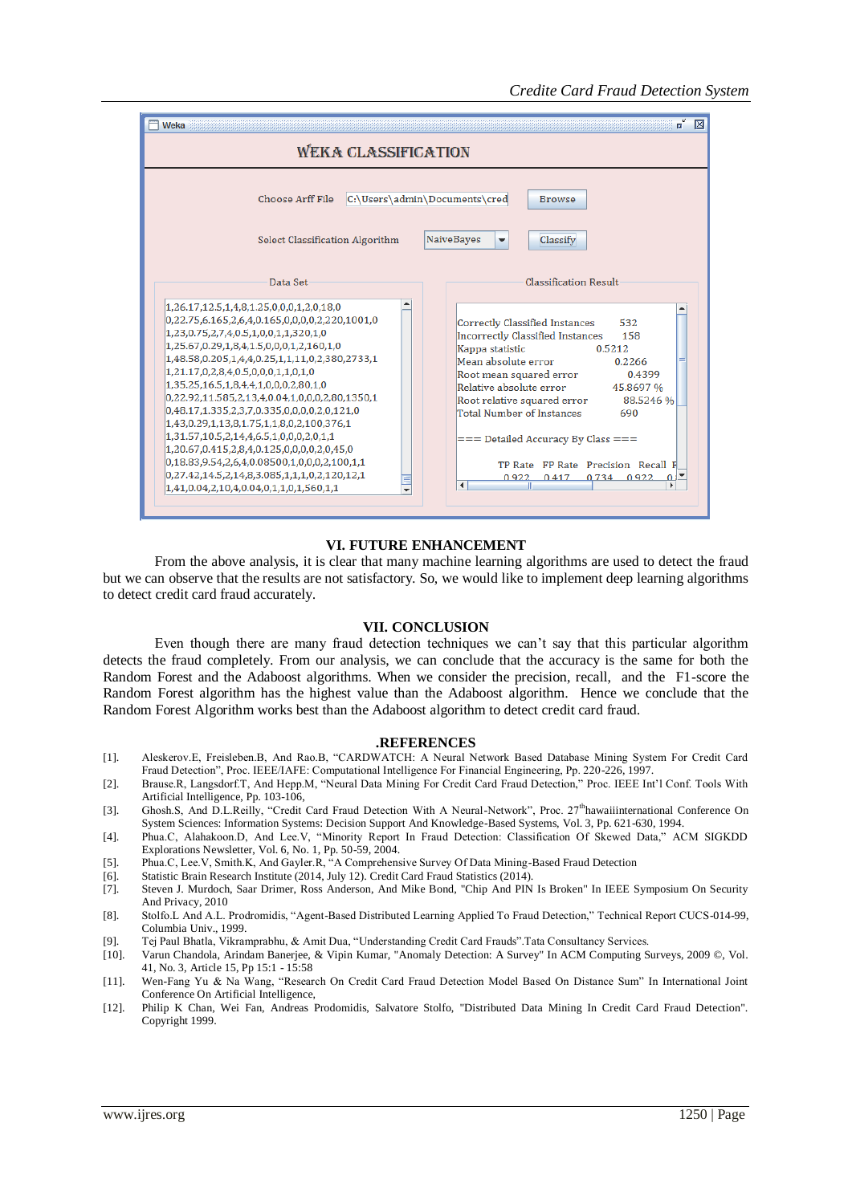## VI. FUTURE ENHANCEMENT

From the above analysis, it is clear that many machine learning algorithms are used to detect the fraud but we can observe that the results are not satisfactory. So, we would like to implement deep learning algorithms to detect credit card fraud accurately.

## VII. CONCLUSION

Even though there are many fraud detection techniques we can't say that this particular algorithm detects the fraud completely. From our analysis, we can conclude that the accuracy is the same for both the Random Forest and the Adaboost algorithms. When we consider the precision, recall, and the F1-score the Random Forest algorithm has the highest value than the Adaboost algorithm. Hence we conclude that the Random Forest Algorithm works best than the Adaboost algorithm to detect credit card fraud.

## .REFERENCES

[1]. Aleskerov.E, Freisleben.B, And Rao.B, "CARDWATCH: A Neural Network Based Database Mining System For Credit Card Fraud Detection", Proc. IEEE/IAFE: Computational Intelligence For Financial Engineering, Pp. 220-226, 1997.

[2]. Brause.R, Langsdorf.T, And Hepp.M, "Neural Data Mining For Credit Card Fraud Detection," Proc. IEEE Int'l Conf. Tools With Artificial Intelligence, Pp. 103-106,

[3]. Ghosh.S, And D.L.Reilly, "Credit Card Fraud Detection With A Neural-Network", Proc. 27th hawaiiinternational Conference On System Sciences: Information Systems: Decision Support And Knowledge-Based Systems, Vol. 3, Pp. 621-630, 1994.

[4]. Phua.C, Alahakoon.D, And Lee.V, "Minority Report In Fraud Detection: Classification Of Skewed Data," ACM SIGKDD Explorations Newsletter, Vol. 6, No. 1, Pp. 50-59, 2004.

[5]. Phua.C, Lee.V, Smith.K, And Gayler.R, "A Comprehensive Survey Of Data Mining-Based Fraud Detection

[6]. Statistic Brain Research Institute (2014, July 12). Credit Card Fraud Statistics (2014).

[7]. Steven J. Murdoch, Saar Drimer, Ross Anderson, And Mike Bond, "Chip And PIN Is Broken" In IEEE Symposium On Security And Privacy, 2010

[8]. Stolfo.L And A.L. Prodromidis, "Agent-Based Distributed Learning Applied To Fraud Detection," Technical Report CUCS-014-99, Columbia Univ., 1999.

[9]. Tej Paul Bhatla, Vikramprabhu, & Amit Dua, "Understanding Credit Card Frauds".Tata Consultancy Services.

[10]. Varun Chandola, Arindam Banerjee, & Vipin Kumar, "Anomaly Detection: A Survey" In ACM Computing Surveys, 2009 ©, Vol. 41, No. 3, Article 15, Pp 15:1 - 15:58

[11]. Wen-Fang Yu & Na Wang, "Research On Credit Card Fraud Detection Model Based On Distance Sum" In International Joint Conference On Artificial Intelligence,

[12]. Philip K Chan, Wei Fan, Andreas Prodromidis, Salvatore Stolfo, "Distributed Data Mining In Credit Card Fraud Detection". Copyright 1999.